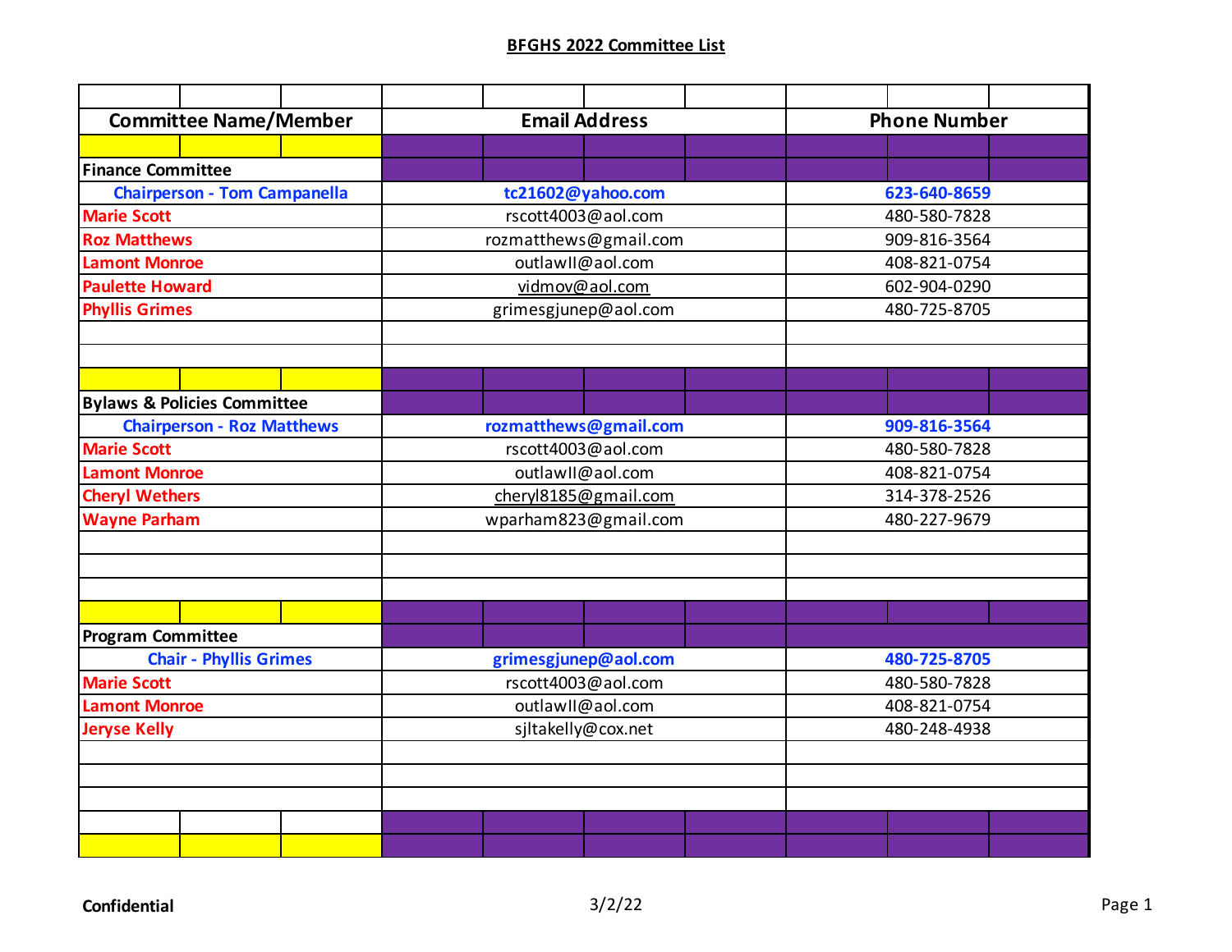**BFGHS 2022 Committee List**

| Committee Name/Member | Email Address | Phone Number |
|---|---|---|
| **Finance Committee** | | |
| **Chairperson - Tom Campanella** | **tc21602@yahoo.com** | **623-640-8659** |
| **Marie Scott** | rscott4003@aol.com | 480-580-7828 |
| **Roz Matthews** | rozmatthews@gmail.com | 909-816-3564 |
| **Lamont Monroe** | outlawII@aol.com | 408-821-0754 |
| **Paulette Howard** | vidmov@aol.com | 602-904-0290 |
| **Phyllis Grimes** | grimesgjunep@aol.com | 480-725-8705 |
| **Bylaws & Policies Committee** | | |
| **Chairperson - Roz Matthews** | **rozmatthews@gmail.com** | **909-816-3564** |
| **Marie Scott** | rscott4003@aol.com | 480-580-7828 |
| **Lamont Monroe** | outlawII@aol.com | 408-821-0754 |
| **Cheryl Wethers** | cheryl8185@gmail.com | 314-378-2526 |
| **Wayne Parham** | wparham823@gmail.com | 480-227-9679 |
| **Program Committee** | | |
| **Chair - Phyllis Grimes** | **grimesgjunep@aol.com** | **480-725-8705** |
| **Marie Scott** | rscott4003@aol.com | 480-580-7828 |
| **Lamont Monroe** | outlawII@aol.com | 408-821-0754 |
| **Jeryse Kelly** | sjltakelly@cox.net | 480-248-4938 |

**Confidential** 3/2/22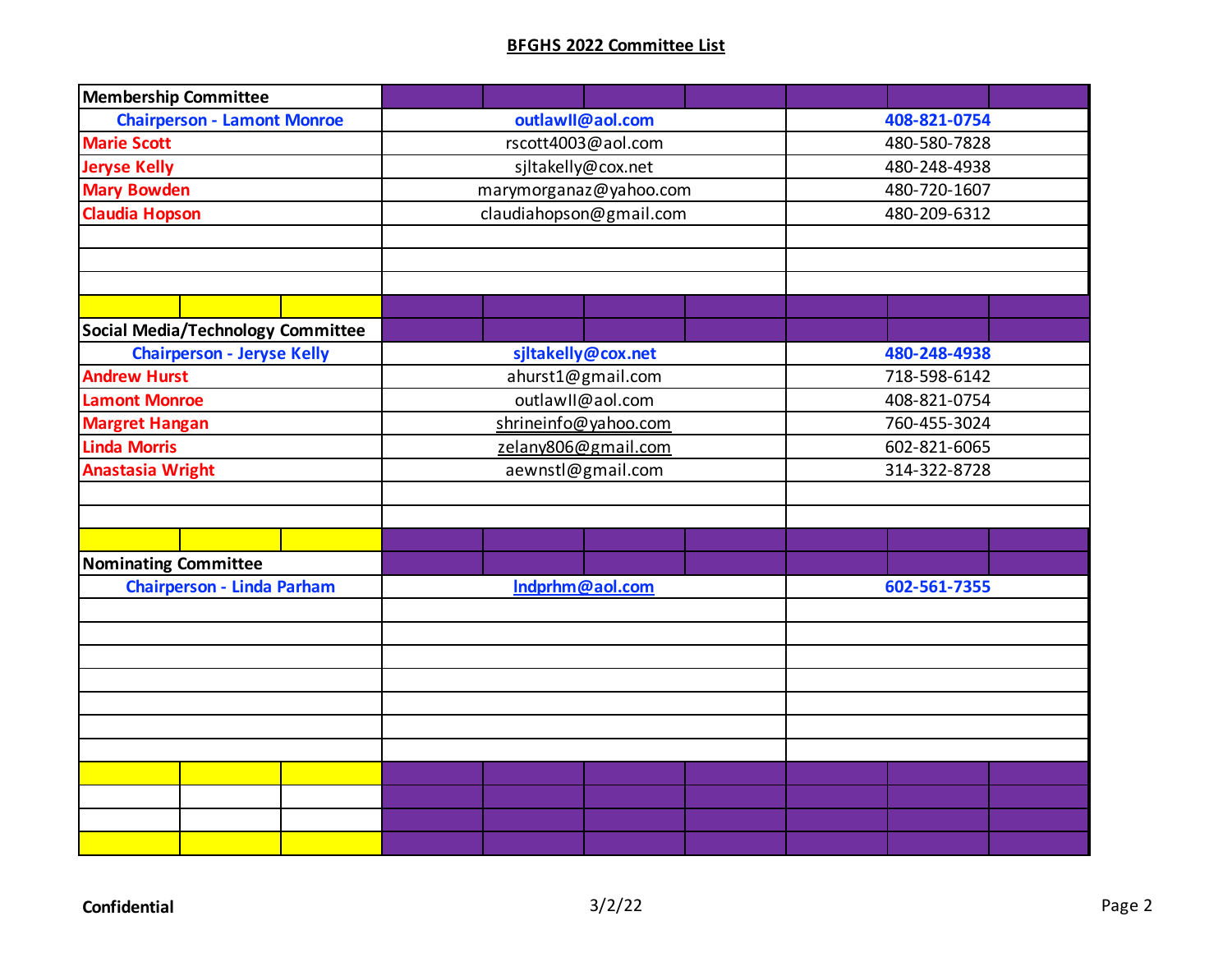## BFGHS 2022 Committee List

| Membership Committee | | |
|---|---|---|
| Chairperson - Lamont Monroe | outlawII@aol.com | 408-821-0754 |
| Marie Scott | rscott4003@aol.com | 480-580-7828 |
| Jeryse Kelly | sjltakelly@cox.net | 480-248-4938 |
| Mary Bowden | marymorganaz@yahoo.com | 480-720-1607 |
| Claudia Hopson | claudiahopson@gmail.com | 480-209-6312 |
| | | |
| | | |
| | | |

| Social Media/Technology Committee | | |
|---|---|---|
| Chairperson - Jeryse Kelly | sjltakelly@cox.net | 480-248-4938 |
| Andrew Hurst | ahurst1@gmail.com | 718-598-6142 |
| Lamont Monroe | outlawII@aol.com | 408-821-0754 |
| Margret Hangan | shrineinfo@yahoo.com | 760-455-3024 |
| Linda Morris | zelany806@gmail.com | 602-821-6065 |
| Anastasia Wright | aewnstl@gmail.com | 314-322-8728 |
| | | |
| | | |

| Nominating Committee | | |
|---|---|---|
| Chairperson - Linda Parham | lndprhm@aol.com | 602-561-7355 |
| | | |
| | | |
| | | |
| | | |
| | | |
| | | |
| | | |

Confidential

3/2/22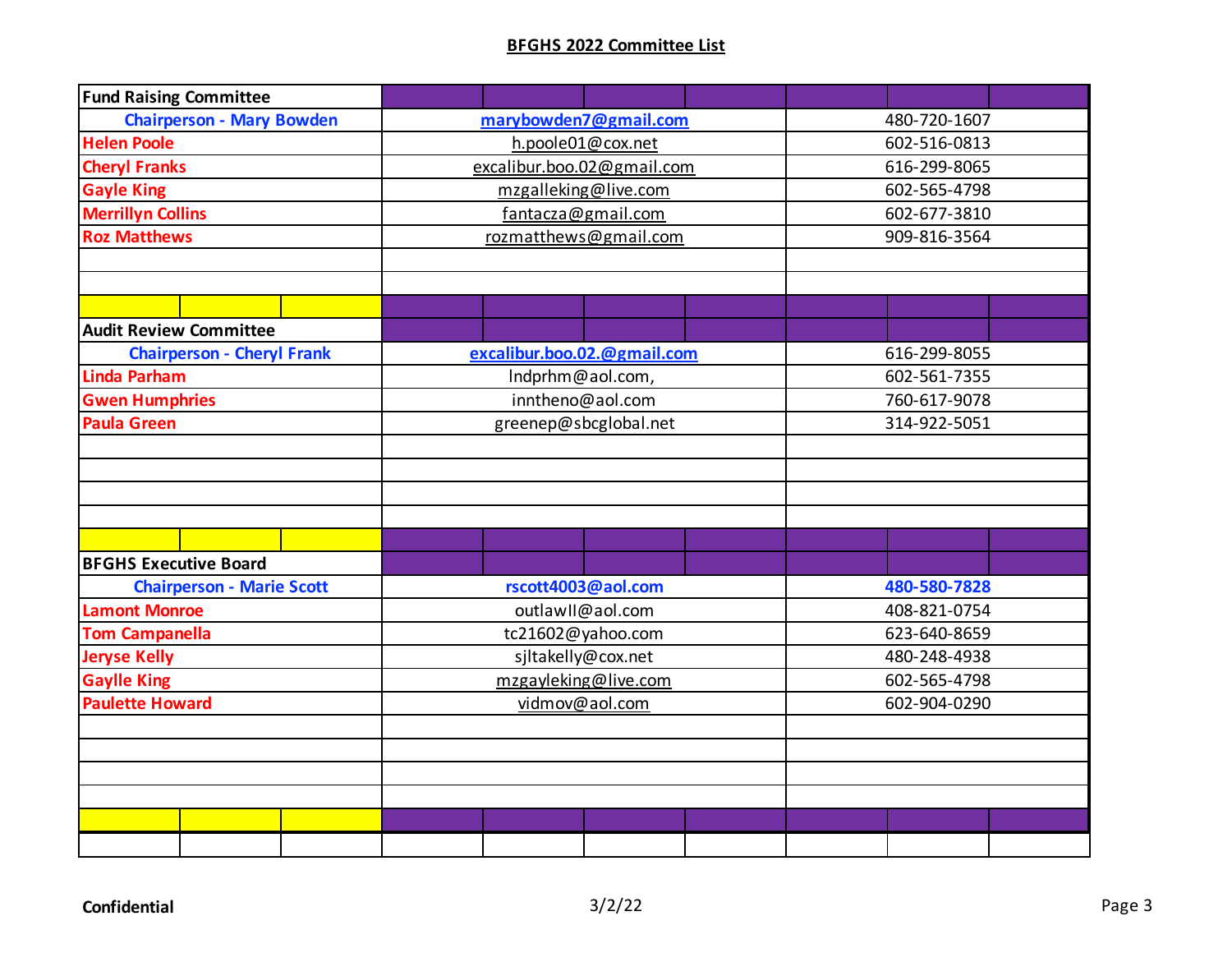## BFGHS 2022 Committee List

| | | |
|---|---|---|
| **Fund Raising Committee** | | |
| **Chairperson - Mary Bowden** | **marybowden7@gmail.com** | 480-720-1607 |
| **Helen Poole** | h.poole01@cox.net | 602-516-0813 |
| **Cheryl Franks** | excalibur.boo.02@gmail.com | 616-299-8065 |
| **Gayle King** | mzgalleking@live.com | 602-565-4798 |
| **Merrillyn Collins** | fantacza@gmail.com | 602-677-3810 |
| **Roz Matthews** | rozmatthews@gmail.com | 909-816-3564 |
| | | |
| | | |
| | | |
| **Audit Review Committee** | | |
| **Chairperson - Cheryl Frank** | **excalibur.boo.02.@gmail.com** | 616-299-8055 |
| **Linda Parham** | lndprhm@aol.com, | 602-561-7355 |
| **Gwen Humphries** | inntheno@aol.com | 760-617-9078 |
| **Paula Green** | greenep@sbcglobal.net | 314-922-5051 |
| | | |
| | | |
| | | |
| | | |
| | | |
| **BFGHS Executive Board** | | |
| **Chairperson - Marie Scott** | **rscott4003@aol.com** | **480-580-7828** |
| **Lamont Monroe** | outlawII@aol.com | 408-821-0754 |
| **Tom Campanella** | tc21602@yahoo.com | 623-640-8659 |
| **Jeryse Kelly** | sjltakelly@cox.net | 480-248-4938 |
| **Gaylle King** | mzgayleking@live.com | 602-565-4798 |
| **Paulette Howard** | vidmov@aol.com | 602-904-0290 |
| | | |
| | | |
| | | |
| | | |
| | | |
| | | |

**Confidential** 3/2/22